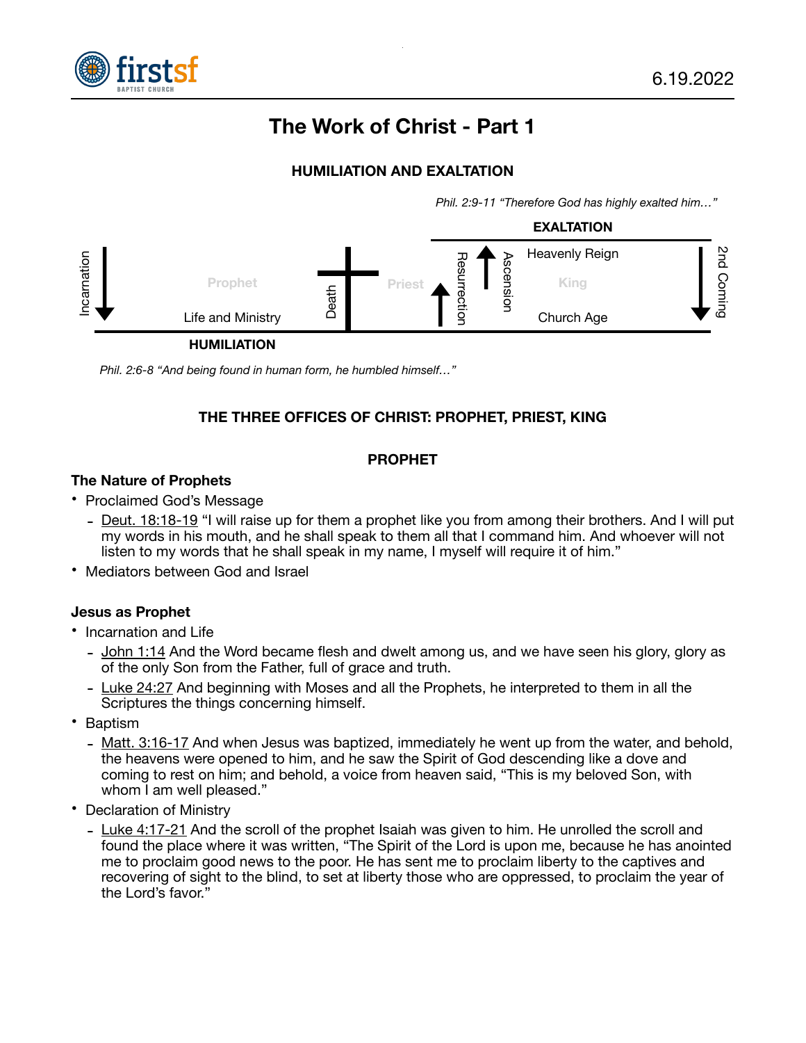# The Work of Christ - Part 1

6.19.2022

### HUMILIATION AND EXALTATION

*Phil. 2:9-11 "Therefore God has highly exalted him…"*

**EXALTATION**

Incarnation | Prophet | Life and Ministry | Death | Priest | Resurrection | Ascension | Heavenly Reign | King | Church Age | 2nd Coming

**HUMILIATION**

*Phil. 2:6-8 "And being found in human form, he humbled himself…"*

### THE THREE OFFICES OF CHRIST: PROPHET, PRIEST, KING

### PROPHET

**The Nature of Prophets**

- Proclaimed God's Message
  - Deut. 18:18-19 "I will raise up for them a prophet like you from among their brothers. And I will put my words in his mouth, and he shall speak to them all that I command him. And whoever will not listen to my words that he shall speak in my name, I myself will require it of him."
- Mediators between God and Israel

**Jesus as Prophet**

- Incarnation and Life
  - John 1:14 And the Word became flesh and dwelt among us, and we have seen his glory, glory as of the only Son from the Father, full of grace and truth.
  - Luke 24:27 And beginning with Moses and all the Prophets, he interpreted to them in all the Scriptures the things concerning himself.
- Baptism
  - Matt. 3:16-17 And when Jesus was baptized, immediately he went up from the water, and behold, the heavens were opened to him, and he saw the Spirit of God descending like a dove and coming to rest on him; and behold, a voice from heaven said, "This is my beloved Son, with whom I am well pleased."
- Declaration of Ministry
  - Luke 4:17-21 And the scroll of the prophet Isaiah was given to him. He unrolled the scroll and found the place where it was written, "The Spirit of the Lord is upon me, because he has anointed me to proclaim good news to the poor. He has sent me to proclaim liberty to the captives and recovering of sight to the blind, to set at liberty those who are oppressed, to proclaim the year of the Lord's favor."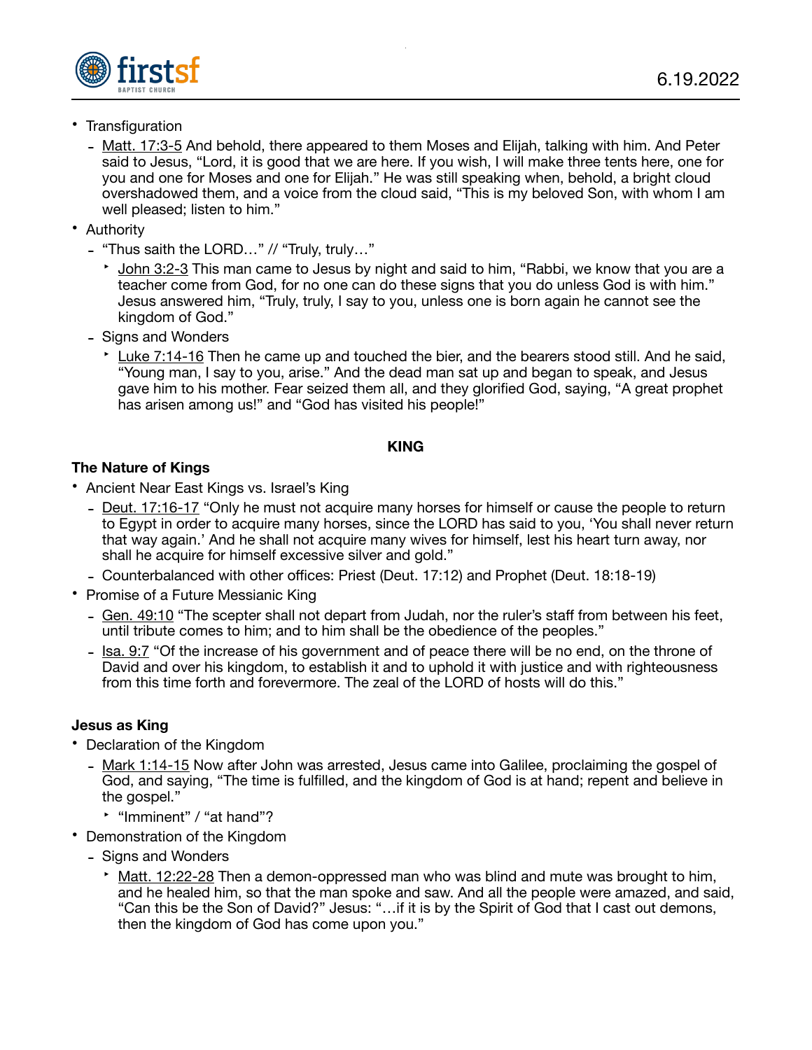- Transfiguration
  - Matt. 17:3-5 And behold, there appeared to them Moses and Elijah, talking with him. And Peter said to Jesus, "Lord, it is good that we are here. If you wish, I will make three tents here, one for you and one for Moses and one for Elijah." He was still speaking when, behold, a bright cloud overshadowed them, and a voice from the cloud said, "This is my beloved Son, with whom I am well pleased; listen to him."
- Authority
  - "Thus saith the LORD…" // "Truly, truly…"
    - John 3:2-3 This man came to Jesus by night and said to him, "Rabbi, we know that you are a teacher come from God, for no one can do these signs that you do unless God is with him." Jesus answered him, "Truly, truly, I say to you, unless one is born again he cannot see the kingdom of God."
  - Signs and Wonders
    - Luke 7:14-16 Then he came up and touched the bier, and the bearers stood still. And he said, "Young man, I say to you, arise." And the dead man sat up and began to speak, and Jesus gave him to his mother. Fear seized them all, and they glorified God, saying, "A great prophet has arisen among us!" and "God has visited his people!"

## KING

### The Nature of Kings

- Ancient Near East Kings vs. Israel's King
  - Deut. 17:16-17 "Only he must not acquire many horses for himself or cause the people to return to Egypt in order to acquire many horses, since the LORD has said to you, 'You shall never return that way again.' And he shall not acquire many wives for himself, lest his heart turn away, nor shall he acquire for himself excessive silver and gold."
  - Counterbalanced with other offices: Priest (Deut. 17:12) and Prophet (Deut. 18:18-19)
- Promise of a Future Messianic King
  - Gen. 49:10 "The scepter shall not depart from Judah, nor the ruler's staff from between his feet, until tribute comes to him; and to him shall be the obedience of the peoples."
  - Isa. 9:7 "Of the increase of his government and of peace there will be no end, on the throne of David and over his kingdom, to establish it and to uphold it with justice and with righteousness from this time forth and forevermore. The zeal of the LORD of hosts will do this."

### Jesus as King

- Declaration of the Kingdom
  - Mark 1:14-15 Now after John was arrested, Jesus came into Galilee, proclaiming the gospel of God, and saying, "The time is fulfilled, and the kingdom of God is at hand; repent and believe in the gospel."
    - "Imminent" / "at hand"?
- Demonstration of the Kingdom
  - Signs and Wonders
    - Matt. 12:22-28 Then a demon-oppressed man who was blind and mute was brought to him, and he healed him, so that the man spoke and saw. And all the people were amazed, and said, "Can this be the Son of David?" Jesus: "…if it is by the Spirit of God that I cast out demons, then the kingdom of God has come upon you."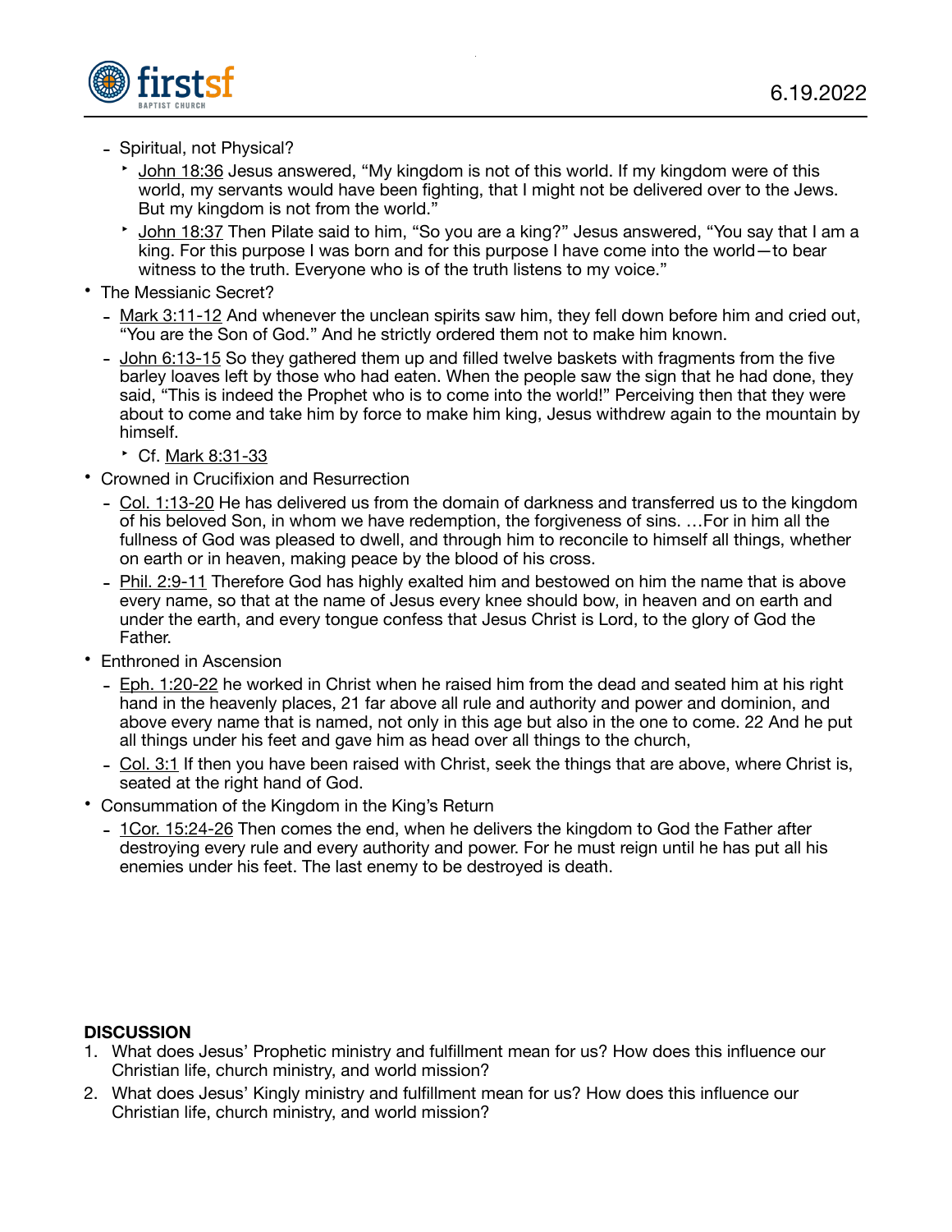- Spiritual, not Physical?
    - John 18:36 Jesus answered, "My kingdom is not of this world. If my kingdom were of this world, my servants would have been fighting, that I might not be delivered over to the Jews. But my kingdom is not from the world."
    - John 18:37 Then Pilate said to him, "So you are a king?" Jesus answered, "You say that I am a king. For this purpose I was born and for this purpose I have come into the world—to bear witness to the truth. Everyone who is of the truth listens to my voice."
- The Messianic Secret?
    - Mark 3:11-12 And whenever the unclean spirits saw him, they fell down before him and cried out, "You are the Son of God." And he strictly ordered them not to make him known.
    - John 6:13-15 So they gathered them up and filled twelve baskets with fragments from the five barley loaves left by those who had eaten. When the people saw the sign that he had done, they said, "This is indeed the Prophet who is to come into the world!" Perceiving then that they were about to come and take him by force to make him king, Jesus withdrew again to the mountain by himself.
        - Cf. Mark 8:31-33
- Crowned in Crucifixion and Resurrection
    - Col. 1:13-20 He has delivered us from the domain of darkness and transferred us to the kingdom of his beloved Son, in whom we have redemption, the forgiveness of sins. …For in him all the fullness of God was pleased to dwell, and through him to reconcile to himself all things, whether on earth or in heaven, making peace by the blood of his cross.
    - Phil. 2:9-11 Therefore God has highly exalted him and bestowed on him the name that is above every name, so that at the name of Jesus every knee should bow, in heaven and on earth and under the earth, and every tongue confess that Jesus Christ is Lord, to the glory of God the Father.
- Enthroned in Ascension
    - Eph. 1:20-22 he worked in Christ when he raised him from the dead and seated him at his right hand in the heavenly places, 21 far above all rule and authority and power and dominion, and above every name that is named, not only in this age but also in the one to come. 22 And he put all things under his feet and gave him as head over all things to the church,
    - Col. 3:1 If then you have been raised with Christ, seek the things that are above, where Christ is, seated at the right hand of God.
- Consummation of the Kingdom in the King's Return
    - 1Cor. 15:24-26 Then comes the end, when he delivers the kingdom to God the Father after destroying every rule and every authority and power. For he must reign until he has put all his enemies under his feet. The last enemy to be destroyed is death.

**DISCUSSION**

1. What does Jesus' Prophetic ministry and fulfillment mean for us? How does this influence our Christian life, church ministry, and world mission?
2. What does Jesus' Kingly ministry and fulfillment mean for us? How does this influence our Christian life, church ministry, and world mission?